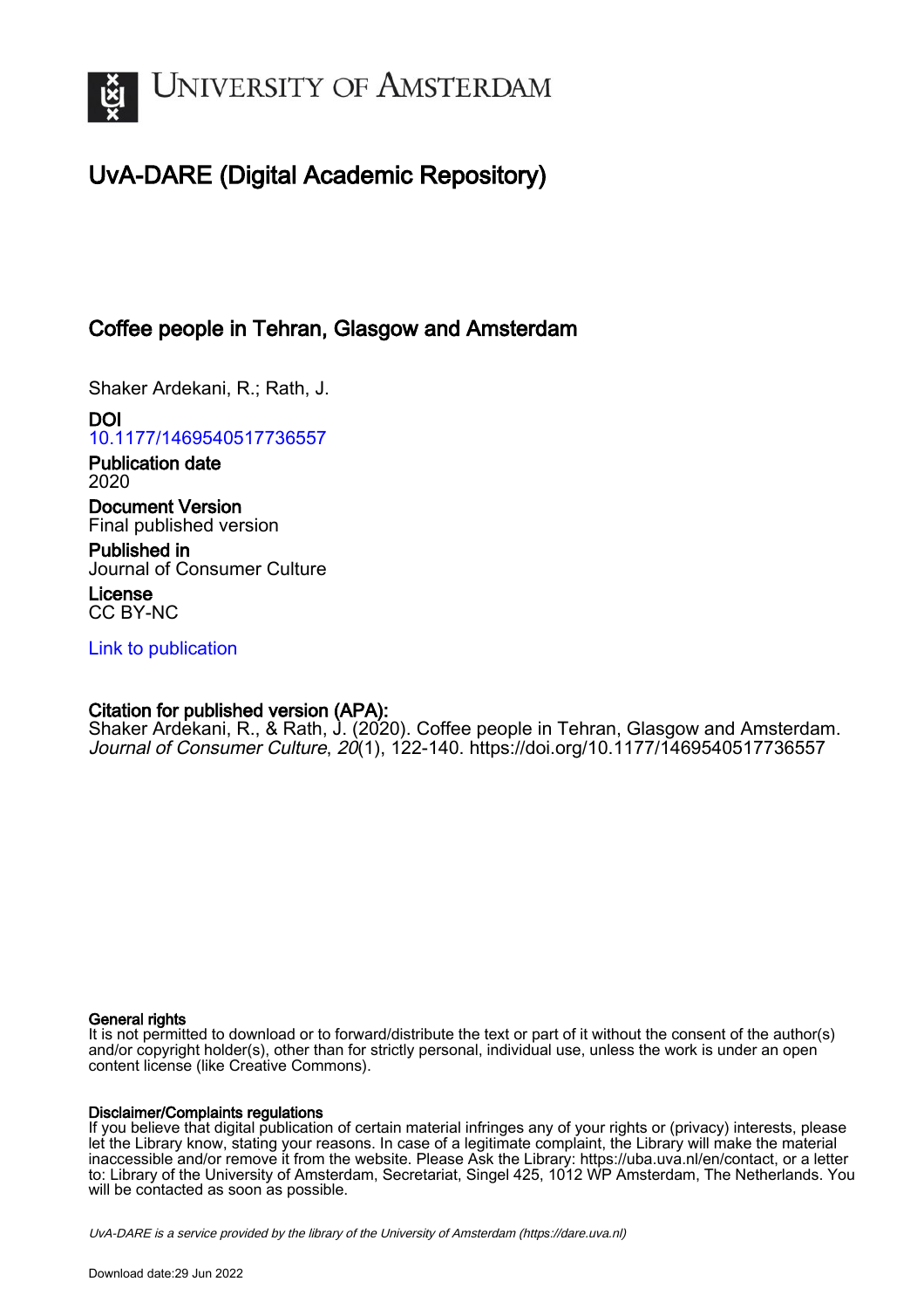# UNIVERSITY OF AMSTERDAM

## UvA-DARE (Digital Academic Repository)

### Coffee people in Tehran, Glasgow and Amsterdam

Shaker Ardekani, R.; Rath, J.

**DOI**
10.1177/1469540517736557

**Publication date**
2020

**Document Version**
Final published version

**Published in**
Journal of Consumer Culture

**License**
CC BY-NC

Link to publication

**Citation for published version (APA):**
Shaker Ardekani, R., & Rath, J. (2020). Coffee people in Tehran, Glasgow and Amsterdam. *Journal of Consumer Culture*, *20*(1), 122-140. https://doi.org/10.1177/1469540517736557

**General rights**
It is not permitted to download or to forward/distribute the text or part of it without the consent of the author(s) and/or copyright holder(s), other than for strictly personal, individual use, unless the work is under an open content license (like Creative Commons).

**Disclaimer/Complaints regulations**
If you believe that digital publication of certain material infringes any of your rights or (privacy) interests, please let the Library know, stating your reasons. In case of a legitimate complaint, the Library will make the material inaccessible and/or remove it from the website. Please Ask the Library: https://uba.uva.nl/en/contact, or a letter to: Library of the University of Amsterdam, Secretariat, Singel 425, 1012 WP Amsterdam, The Netherlands. You will be contacted as soon as possible.

*UvA-DARE is a service provided by the library of the University of Amsterdam (https://dare.uva.nl)*

Download date:29 Jun 2022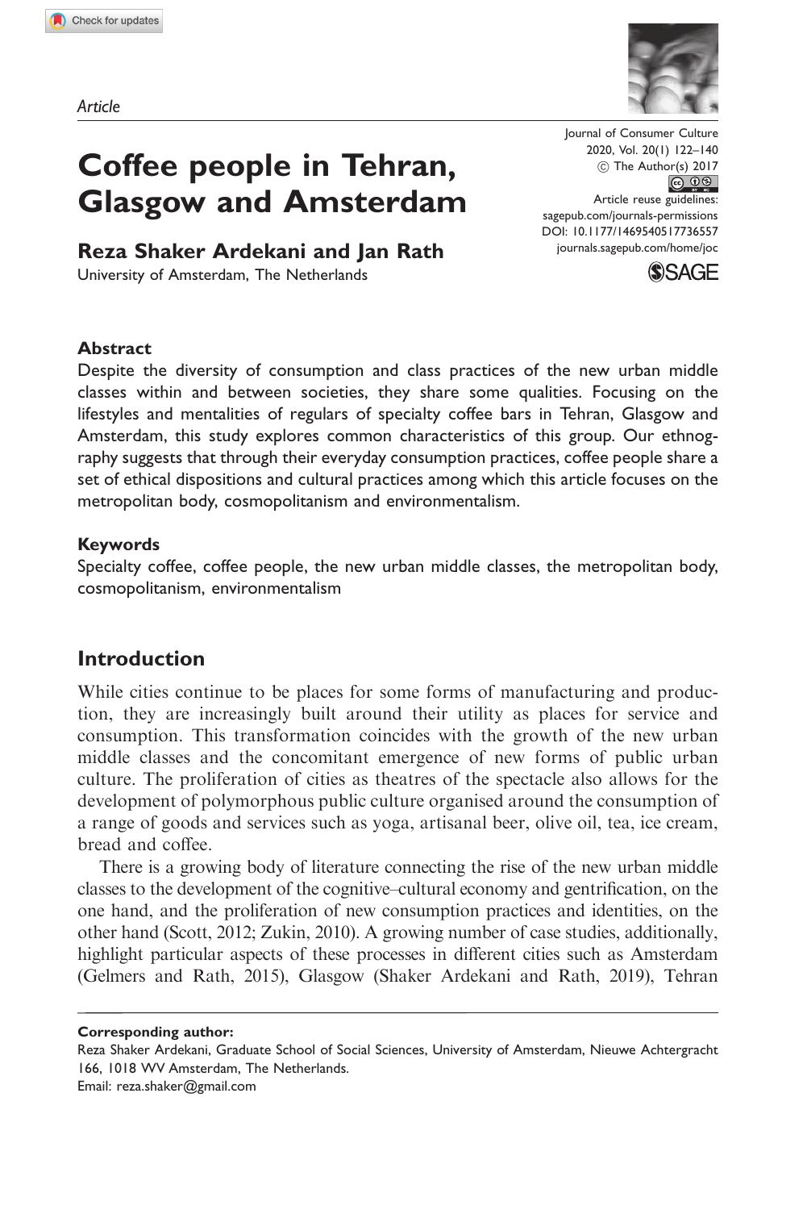*Article*

# Coffee people in Tehran, Glasgow and Amsterdam

**Reza Shaker Ardekani and Jan Rath**

University of Amsterdam, The Netherlands

Journal of Consumer Culture
© The Author(s) 2017
Article reuse guidelines: sagepub.com/journals-permissions
DOI: 10.1177/1469540517736557
journals.sagepub.com/home/joc

## Abstract

Despite the diversity of consumption and class practices of the new urban middle classes within and between societies, they share some qualities. Focusing on the lifestyles and mentalities of regulars of specialty coffee bars in Tehran, Glasgow and Amsterdam, this study explores common characteristics of this group. Our ethnography suggests that through their everyday consumption practices, coffee people share a set of ethical dispositions and cultural practices among which this article focuses on the metropolitan body, cosmopolitanism and environmentalism.

## Keywords

Specialty coffee, coffee people, the new urban middle classes, the metropolitan body, cosmopolitanism, environmentalism

## Introduction

While cities continue to be places for some forms of manufacturing and production, they are increasingly built around their utility as places for service and consumption. This transformation coincides with the growth of the new urban middle classes and the concomitant emergence of new forms of public urban culture. The proliferation of cities as theatres of the spectacle also allows for the development of polymorphous public culture organised around the consumption of a range of goods and services such as yoga, artisanal beer, olive oil, tea, ice cream, bread and coffee.

There is a growing body of literature connecting the rise of the new urban middle classes to the development of the cognitive–cultural economy and gentrification, on the one hand, and the proliferation of new consumption practices and identities, on the other hand (Scott, 2012; Zukin, 2010). A growing number of case studies, additionally, highlight particular aspects of these processes in different cities such as Amsterdam (Gelmers and Rath, 2015), Glasgow (Shaker Ardekani and Rath, 2019), Tehran

**Corresponding author:**
Reza Shaker Ardekani, Graduate School of Social Sciences, University of Amsterdam, Nieuwe Achtergracht 166, 1018 WV Amsterdam, The Netherlands.
Email: reza.shaker@gmail.com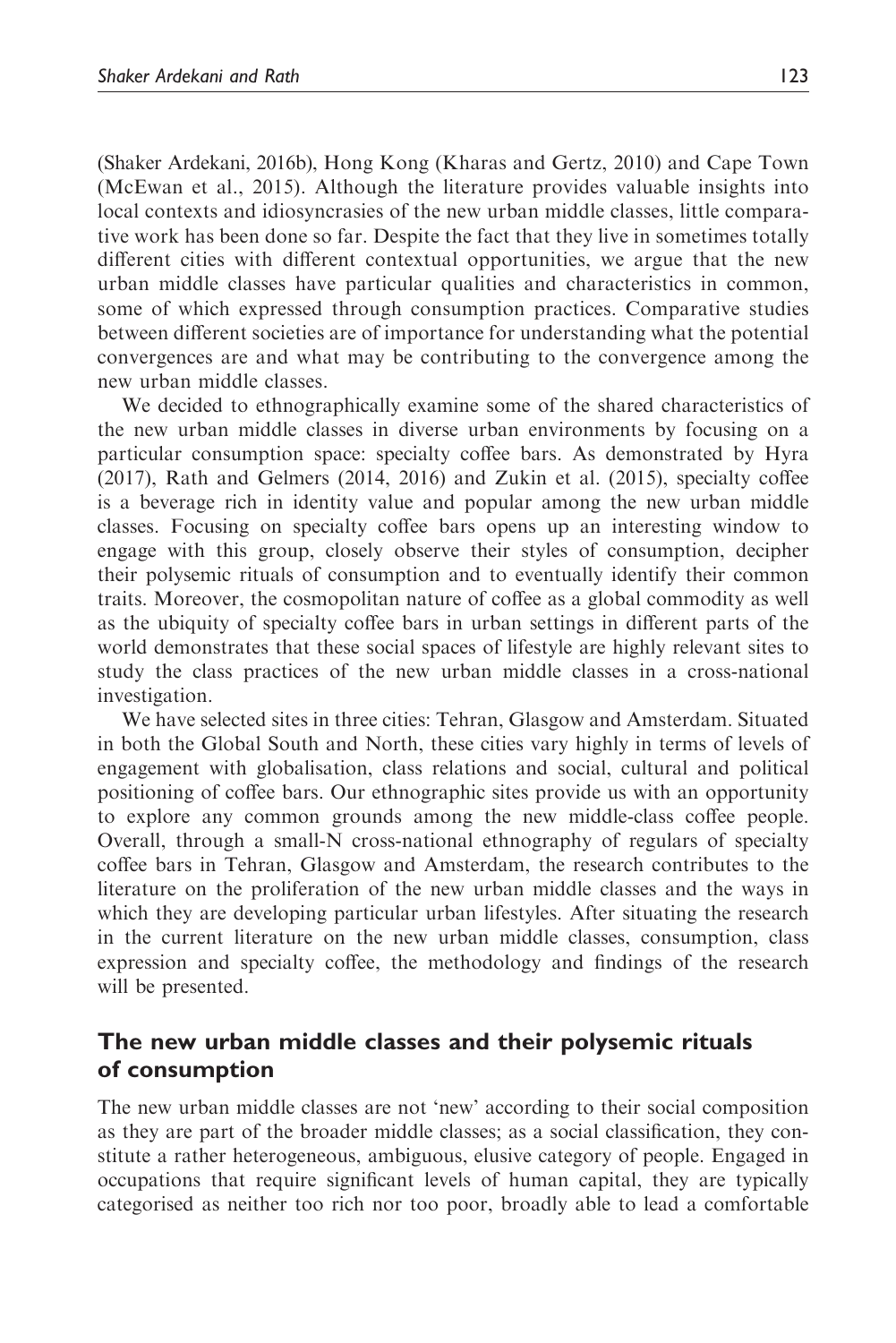(Shaker Ardekani, 2016b), Hong Kong (Kharas and Gertz, 2010) and Cape Town (McEwan et al., 2015). Although the literature provides valuable insights into local contexts and idiosyncrasies of the new urban middle classes, little comparative work has been done so far. Despite the fact that they live in sometimes totally different cities with different contextual opportunities, we argue that the new urban middle classes have particular qualities and characteristics in common, some of which expressed through consumption practices. Comparative studies between different societies are of importance for understanding what the potential convergences are and what may be contributing to the convergence among the new urban middle classes.

We decided to ethnographically examine some of the shared characteristics of the new urban middle classes in diverse urban environments by focusing on a particular consumption space: specialty coffee bars. As demonstrated by Hyra (2017), Rath and Gelmers (2014, 2016) and Zukin et al. (2015), specialty coffee is a beverage rich in identity value and popular among the new urban middle classes. Focusing on specialty coffee bars opens up an interesting window to engage with this group, closely observe their styles of consumption, decipher their polysemic rituals of consumption and to eventually identify their common traits. Moreover, the cosmopolitan nature of coffee as a global commodity as well as the ubiquity of specialty coffee bars in urban settings in different parts of the world demonstrates that these social spaces of lifestyle are highly relevant sites to study the class practices of the new urban middle classes in a cross-national investigation.

We have selected sites in three cities: Tehran, Glasgow and Amsterdam. Situated in both the Global South and North, these cities vary highly in terms of levels of engagement with globalisation, class relations and social, cultural and political positioning of coffee bars. Our ethnographic sites provide us with an opportunity to explore any common grounds among the new middle-class coffee people. Overall, through a small-N cross-national ethnography of regulars of specialty coffee bars in Tehran, Glasgow and Amsterdam, the research contributes to the literature on the proliferation of the new urban middle classes and the ways in which they are developing particular urban lifestyles. After situating the research in the current literature on the new urban middle classes, consumption, class expression and specialty coffee, the methodology and findings of the research will be presented.

## The new urban middle classes and their polysemic rituals of consumption

The new urban middle classes are not 'new' according to their social composition as they are part of the broader middle classes; as a social classification, they constitute a rather heterogeneous, ambiguous, elusive category of people. Engaged in occupations that require significant levels of human capital, they are typically categorised as neither too rich nor too poor, broadly able to lead a comfortable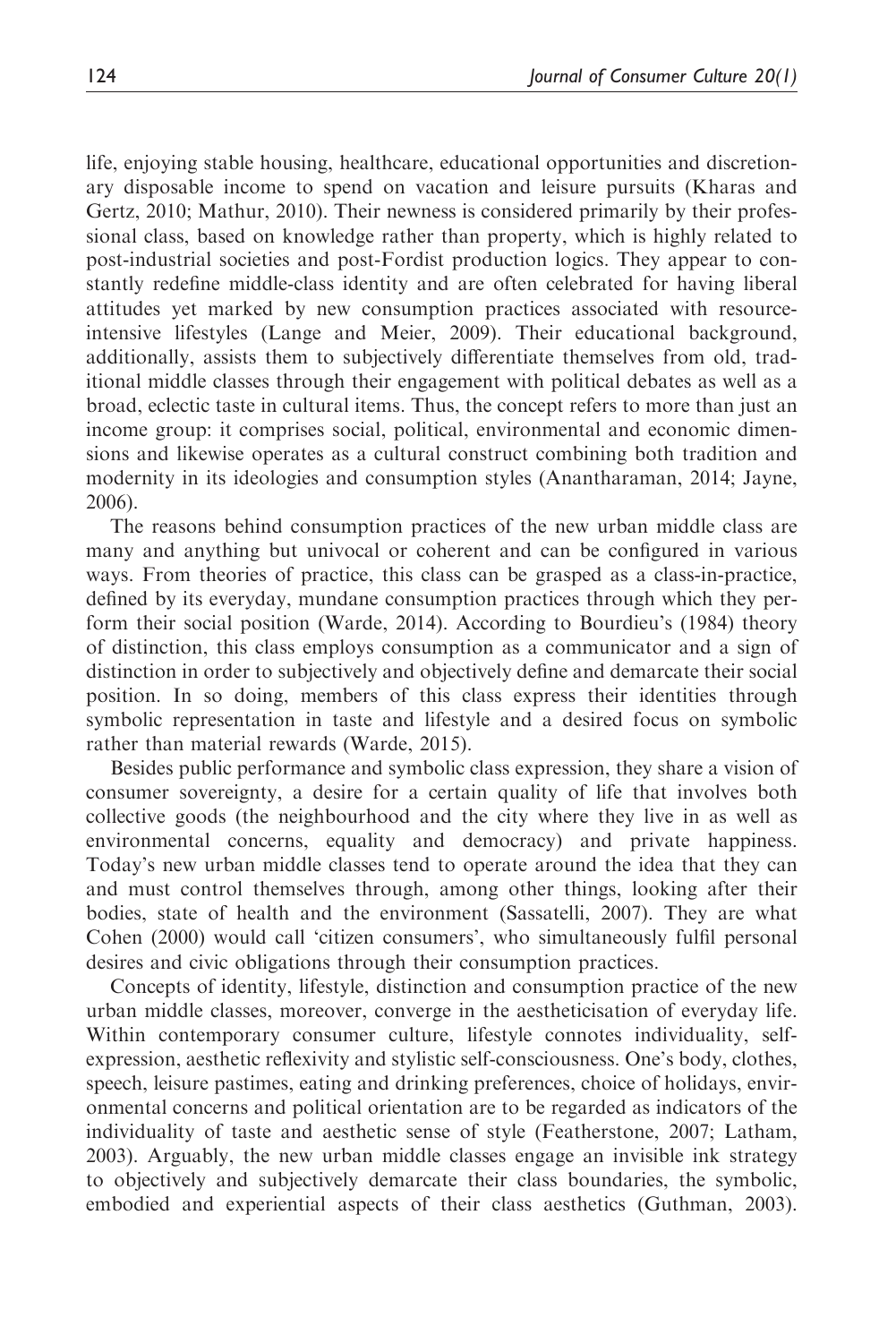life, enjoying stable housing, healthcare, educational opportunities and discretionary disposable income to spend on vacation and leisure pursuits (Kharas and Gertz, 2010; Mathur, 2010). Their newness is considered primarily by their professional class, based on knowledge rather than property, which is highly related to post-industrial societies and post-Fordist production logics. They appear to constantly redefine middle-class identity and are often celebrated for having liberal attitudes yet marked by new consumption practices associated with resource-intensive lifestyles (Lange and Meier, 2009). Their educational background, additionally, assists them to subjectively differentiate themselves from old, traditional middle classes through their engagement with political debates as well as a broad, eclectic taste in cultural items. Thus, the concept refers to more than just an income group: it comprises social, political, environmental and economic dimensions and likewise operates as a cultural construct combining both tradition and modernity in its ideologies and consumption styles (Anantharaman, 2014; Jayne, 2006).

The reasons behind consumption practices of the new urban middle class are many and anything but univocal or coherent and can be configured in various ways. From theories of practice, this class can be grasped as a class-in-practice, defined by its everyday, mundane consumption practices through which they perform their social position (Warde, 2014). According to Bourdieu's (1984) theory of distinction, this class employs consumption as a communicator and a sign of distinction in order to subjectively and objectively define and demarcate their social position. In so doing, members of this class express their identities through symbolic representation in taste and lifestyle and a desired focus on symbolic rather than material rewards (Warde, 2015).

Besides public performance and symbolic class expression, they share a vision of consumer sovereignty, a desire for a certain quality of life that involves both collective goods (the neighbourhood and the city where they live in as well as environmental concerns, equality and democracy) and private happiness. Today's new urban middle classes tend to operate around the idea that they can and must control themselves through, among other things, looking after their bodies, state of health and the environment (Sassatelli, 2007). They are what Cohen (2000) would call 'citizen consumers', who simultaneously fulfil personal desires and civic obligations through their consumption practices.

Concepts of identity, lifestyle, distinction and consumption practice of the new urban middle classes, moreover, converge in the aestheticisation of everyday life. Within contemporary consumer culture, lifestyle connotes individuality, self-expression, aesthetic reflexivity and stylistic self-consciousness. One's body, clothes, speech, leisure pastimes, eating and drinking preferences, choice of holidays, environmental concerns and political orientation are to be regarded as indicators of the individuality of taste and aesthetic sense of style (Featherstone, 2007; Latham, 2003). Arguably, the new urban middle classes engage an invisible ink strategy to objectively and subjectively demarcate their class boundaries, the symbolic, embodied and experiential aspects of their class aesthetics (Guthman, 2003).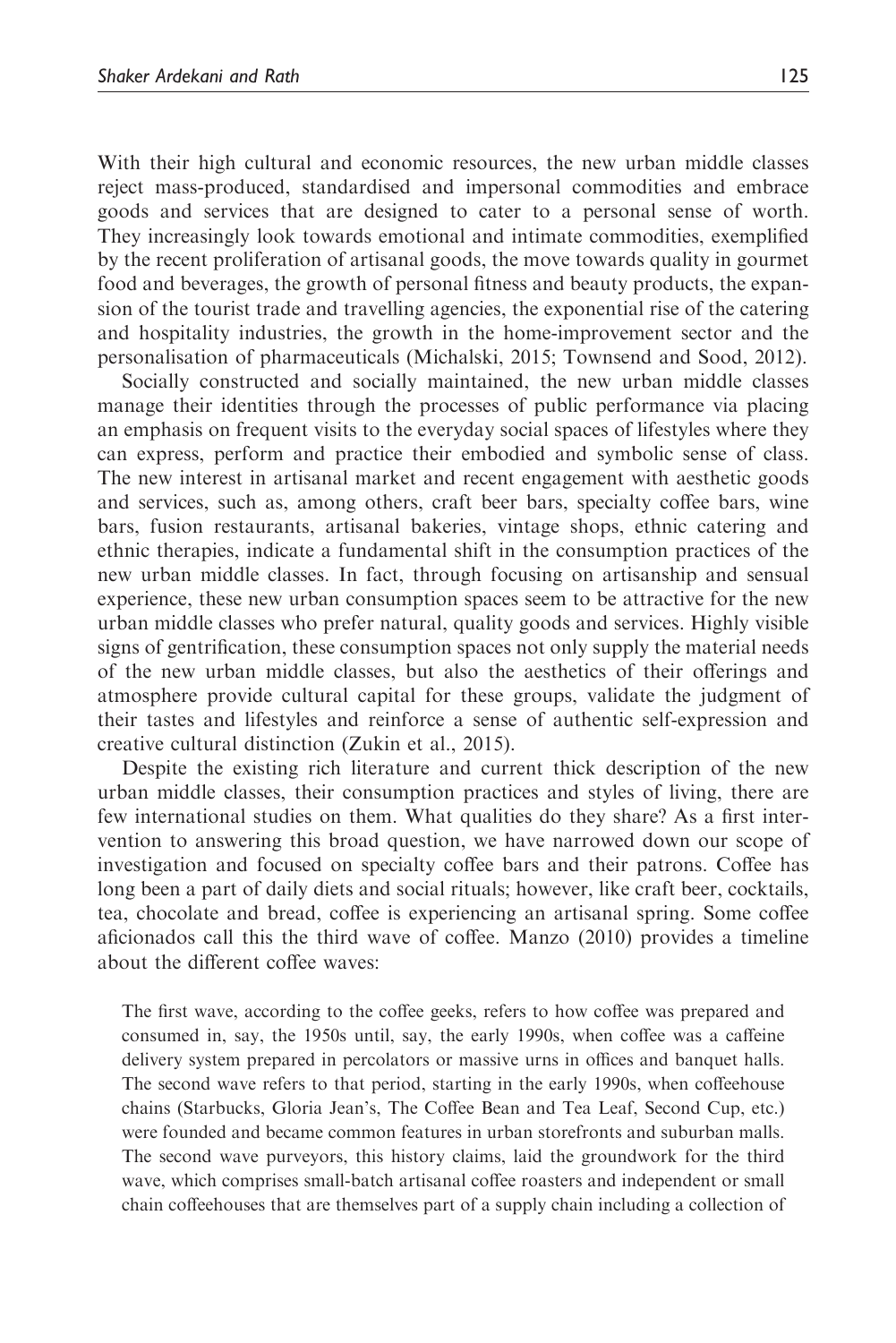With their high cultural and economic resources, the new urban middle classes reject mass-produced, standardised and impersonal commodities and embrace goods and services that are designed to cater to a personal sense of worth. They increasingly look towards emotional and intimate commodities, exemplified by the recent proliferation of artisanal goods, the move towards quality in gourmet food and beverages, the growth of personal fitness and beauty products, the expansion of the tourist trade and travelling agencies, the exponential rise of the catering and hospitality industries, the growth in the home-improvement sector and the personalisation of pharmaceuticals (Michalski, 2015; Townsend and Sood, 2012).

Socially constructed and socially maintained, the new urban middle classes manage their identities through the processes of public performance via placing an emphasis on frequent visits to the everyday social spaces of lifestyles where they can express, perform and practice their embodied and symbolic sense of class. The new interest in artisanal market and recent engagement with aesthetic goods and services, such as, among others, craft beer bars, specialty coffee bars, wine bars, fusion restaurants, artisanal bakeries, vintage shops, ethnic catering and ethnic therapies, indicate a fundamental shift in the consumption practices of the new urban middle classes. In fact, through focusing on artisanship and sensual experience, these new urban consumption spaces seem to be attractive for the new urban middle classes who prefer natural, quality goods and services. Highly visible signs of gentrification, these consumption spaces not only supply the material needs of the new urban middle classes, but also the aesthetics of their offerings and atmosphere provide cultural capital for these groups, validate the judgment of their tastes and lifestyles and reinforce a sense of authentic self-expression and creative cultural distinction (Zukin et al., 2015).

Despite the existing rich literature and current thick description of the new urban middle classes, their consumption practices and styles of living, there are few international studies on them. What qualities do they share? As a first intervention to answering this broad question, we have narrowed down our scope of investigation and focused on specialty coffee bars and their patrons. Coffee has long been a part of daily diets and social rituals; however, like craft beer, cocktails, tea, chocolate and bread, coffee is experiencing an artisanal spring. Some coffee aficionados call this the third wave of coffee. Manzo (2010) provides a timeline about the different coffee waves:

> The first wave, according to the coffee geeks, refers to how coffee was prepared and consumed in, say, the 1950s until, say, the early 1990s, when coffee was a caffeine delivery system prepared in percolators or massive urns in offices and banquet halls. The second wave refers to that period, starting in the early 1990s, when coffeehouse chains (Starbucks, Gloria Jean's, The Coffee Bean and Tea Leaf, Second Cup, etc.) were founded and became common features in urban storefronts and suburban malls. The second wave purveyors, this history claims, laid the groundwork for the third wave, which comprises small-batch artisanal coffee roasters and independent or small chain coffeehouses that are themselves part of a supply chain including a collection of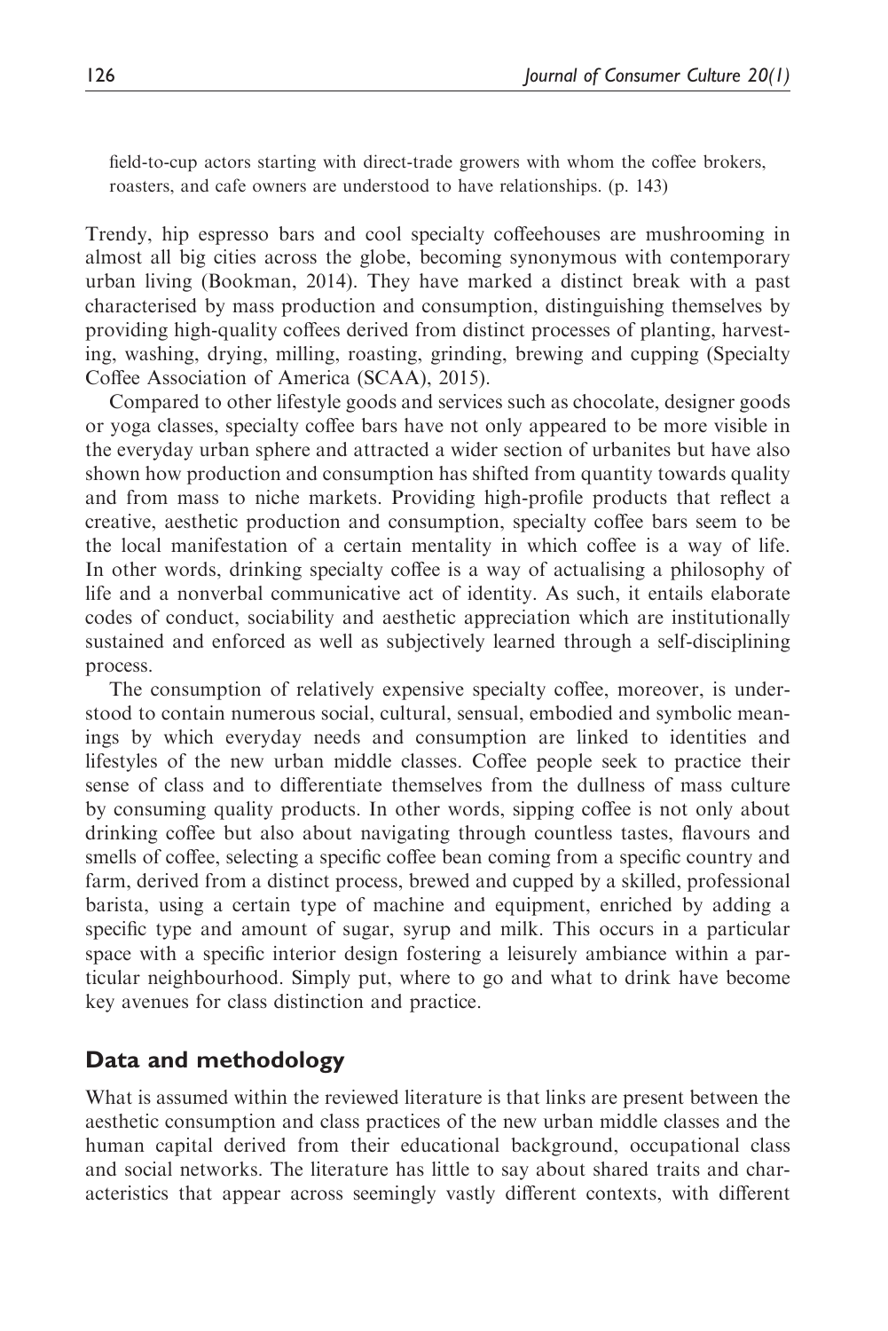field-to-cup actors starting with direct-trade growers with whom the coffee brokers, roasters, and cafe owners are understood to have relationships. (p. 143)

Trendy, hip espresso bars and cool specialty coffeehouses are mushrooming in almost all big cities across the globe, becoming synonymous with contemporary urban living (Bookman, 2014). They have marked a distinct break with a past characterised by mass production and consumption, distinguishing themselves by providing high-quality coffees derived from distinct processes of planting, harvesting, washing, drying, milling, roasting, grinding, brewing and cupping (Specialty Coffee Association of America (SCAA), 2015).

Compared to other lifestyle goods and services such as chocolate, designer goods or yoga classes, specialty coffee bars have not only appeared to be more visible in the everyday urban sphere and attracted a wider section of urbanites but have also shown how production and consumption has shifted from quantity towards quality and from mass to niche markets. Providing high-profile products that reflect a creative, aesthetic production and consumption, specialty coffee bars seem to be the local manifestation of a certain mentality in which coffee is a way of life. In other words, drinking specialty coffee is a way of actualising a philosophy of life and a nonverbal communicative act of identity. As such, it entails elaborate codes of conduct, sociability and aesthetic appreciation which are institutionally sustained and enforced as well as subjectively learned through a self-disciplining process.

The consumption of relatively expensive specialty coffee, moreover, is understood to contain numerous social, cultural, sensual, embodied and symbolic meanings by which everyday needs and consumption are linked to identities and lifestyles of the new urban middle classes. Coffee people seek to practice their sense of class and to differentiate themselves from the dullness of mass culture by consuming quality products. In other words, sipping coffee is not only about drinking coffee but also about navigating through countless tastes, flavours and smells of coffee, selecting a specific coffee bean coming from a specific country and farm, derived from a distinct process, brewed and cupped by a skilled, professional barista, using a certain type of machine and equipment, enriched by adding a specific type and amount of sugar, syrup and milk. This occurs in a particular space with a specific interior design fostering a leisurely ambiance within a particular neighbourhood. Simply put, where to go and what to drink have become key avenues for class distinction and practice.

## Data and methodology

What is assumed within the reviewed literature is that links are present between the aesthetic consumption and class practices of the new urban middle classes and the human capital derived from their educational background, occupational class and social networks. The literature has little to say about shared traits and characteristics that appear across seemingly vastly different contexts, with different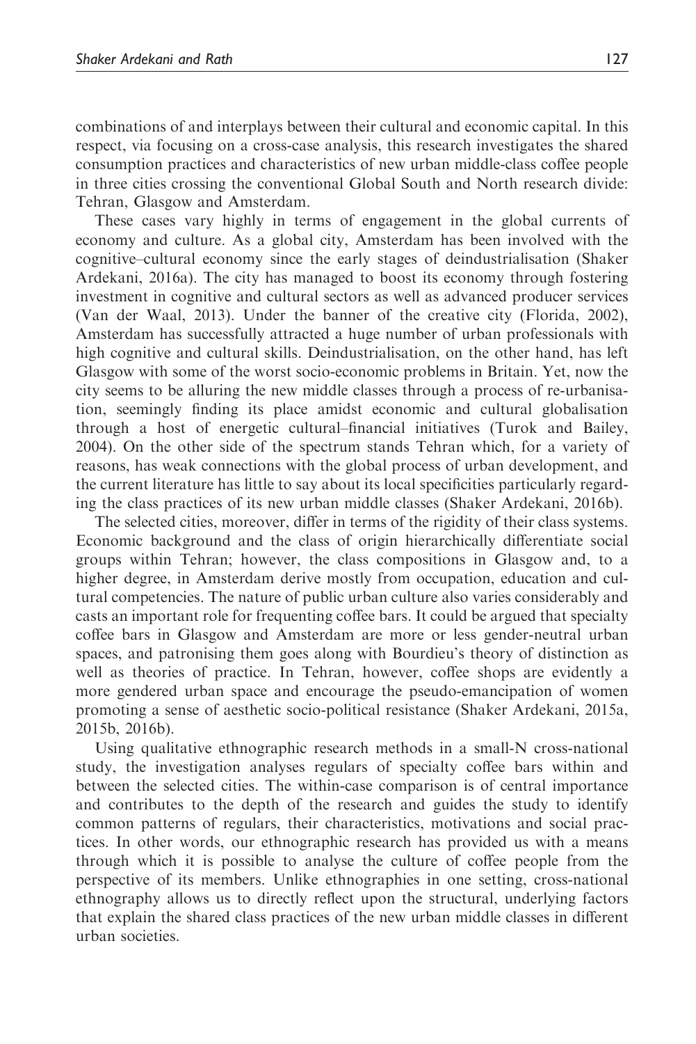combinations of and interplays between their cultural and economic capital. In this respect, via focusing on a cross-case analysis, this research investigates the shared consumption practices and characteristics of new urban middle-class coffee people in three cities crossing the conventional Global South and North research divide: Tehran, Glasgow and Amsterdam.

These cases vary highly in terms of engagement in the global currents of economy and culture. As a global city, Amsterdam has been involved with the cognitive–cultural economy since the early stages of deindustrialisation (Shaker Ardekani, 2016a). The city has managed to boost its economy through fostering investment in cognitive and cultural sectors as well as advanced producer services (Van der Waal, 2013). Under the banner of the creative city (Florida, 2002), Amsterdam has successfully attracted a huge number of urban professionals with high cognitive and cultural skills. Deindustrialisation, on the other hand, has left Glasgow with some of the worst socio-economic problems in Britain. Yet, now the city seems to be alluring the new middle classes through a process of re-urbanisation, seemingly finding its place amidst economic and cultural globalisation through a host of energetic cultural–financial initiatives (Turok and Bailey, 2004). On the other side of the spectrum stands Tehran which, for a variety of reasons, has weak connections with the global process of urban development, and the current literature has little to say about its local specificities particularly regarding the class practices of its new urban middle classes (Shaker Ardekani, 2016b).

The selected cities, moreover, differ in terms of the rigidity of their class systems. Economic background and the class of origin hierarchically differentiate social groups within Tehran; however, the class compositions in Glasgow and, to a higher degree, in Amsterdam derive mostly from occupation, education and cultural competencies. The nature of public urban culture also varies considerably and casts an important role for frequenting coffee bars. It could be argued that specialty coffee bars in Glasgow and Amsterdam are more or less gender-neutral urban spaces, and patronising them goes along with Bourdieu's theory of distinction as well as theories of practice. In Tehran, however, coffee shops are evidently a more gendered urban space and encourage the pseudo-emancipation of women promoting a sense of aesthetic socio-political resistance (Shaker Ardekani, 2015a, 2015b, 2016b).

Using qualitative ethnographic research methods in a small-N cross-national study, the investigation analyses regulars of specialty coffee bars within and between the selected cities. The within-case comparison is of central importance and contributes to the depth of the research and guides the study to identify common patterns of regulars, their characteristics, motivations and social practices. In other words, our ethnographic research has provided us with a means through which it is possible to analyse the culture of coffee people from the perspective of its members. Unlike ethnographies in one setting, cross-national ethnography allows us to directly reflect upon the structural, underlying factors that explain the shared class practices of the new urban middle classes in different urban societies.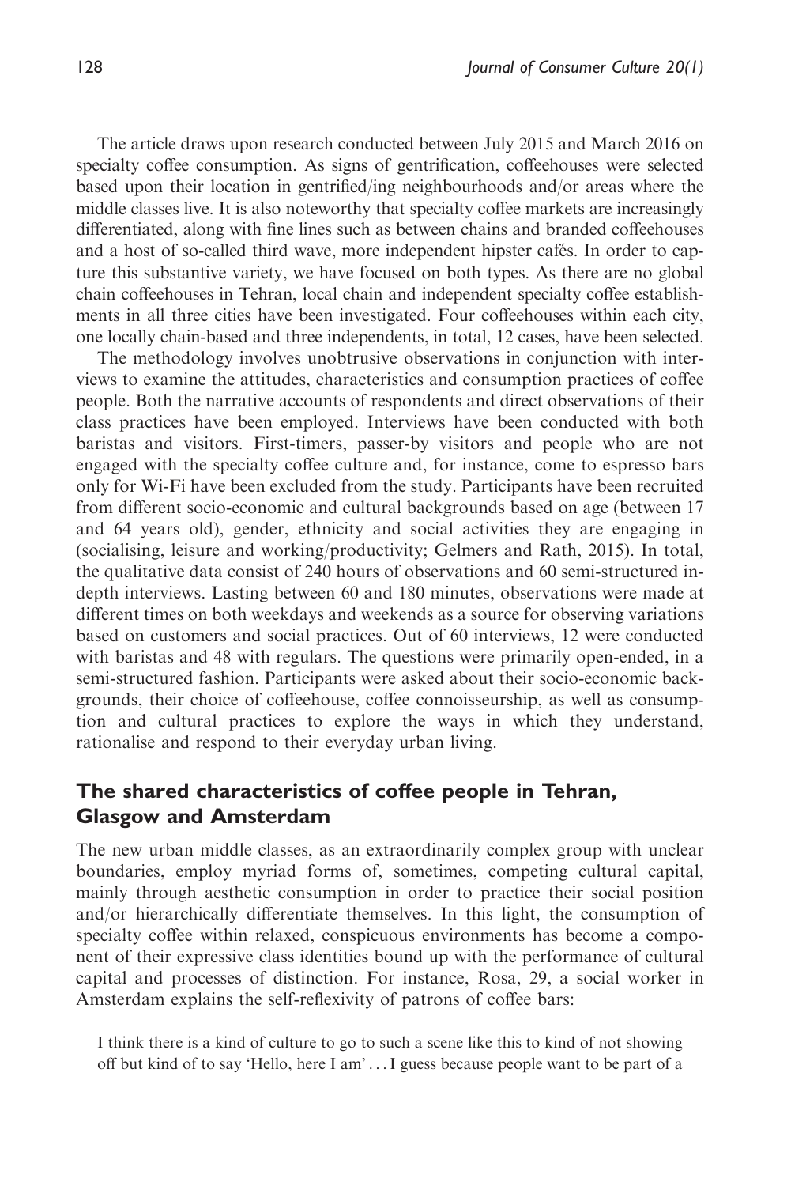The article draws upon research conducted between July 2015 and March 2016 on specialty coffee consumption. As signs of gentrification, coffeehouses were selected based upon their location in gentrified/ing neighbourhoods and/or areas where the middle classes live. It is also noteworthy that specialty coffee markets are increasingly differentiated, along with fine lines such as between chains and branded coffeehouses and a host of so-called third wave, more independent hipster cafés. In order to capture this substantive variety, we have focused on both types. As there are no global chain coffeehouses in Tehran, local chain and independent specialty coffee establishments in all three cities have been investigated. Four coffeehouses within each city, one locally chain-based and three independents, in total, 12 cases, have been selected.

The methodology involves unobtrusive observations in conjunction with interviews to examine the attitudes, characteristics and consumption practices of coffee people. Both the narrative accounts of respondents and direct observations of their class practices have been employed. Interviews have been conducted with both baristas and visitors. First-timers, passer-by visitors and people who are not engaged with the specialty coffee culture and, for instance, come to espresso bars only for Wi-Fi have been excluded from the study. Participants have been recruited from different socio-economic and cultural backgrounds based on age (between 17 and 64 years old), gender, ethnicity and social activities they are engaging in (socialising, leisure and working/productivity; Gelmers and Rath, 2015). In total, the qualitative data consist of 240 hours of observations and 60 semi-structured in-depth interviews. Lasting between 60 and 180 minutes, observations were made at different times on both weekdays and weekends as a source for observing variations based on customers and social practices. Out of 60 interviews, 12 were conducted with baristas and 48 with regulars. The questions were primarily open-ended, in a semi-structured fashion. Participants were asked about their socio-economic backgrounds, their choice of coffeehouse, coffee connoisseurship, as well as consumption and cultural practices to explore the ways in which they understand, rationalise and respond to their everyday urban living.

## The shared characteristics of coffee people in Tehran, Glasgow and Amsterdam

The new urban middle classes, as an extraordinarily complex group with unclear boundaries, employ myriad forms of, sometimes, competing cultural capital, mainly through aesthetic consumption in order to practice their social position and/or hierarchically differentiate themselves. In this light, the consumption of specialty coffee within relaxed, conspicuous environments has become a component of their expressive class identities bound up with the performance of cultural capital and processes of distinction. For instance, Rosa, 29, a social worker in Amsterdam explains the self-reflexivity of patrons of coffee bars:

> I think there is a kind of culture to go to such a scene like this to kind of not showing off but kind of to say 'Hello, here I am'... I guess because people want to be part of a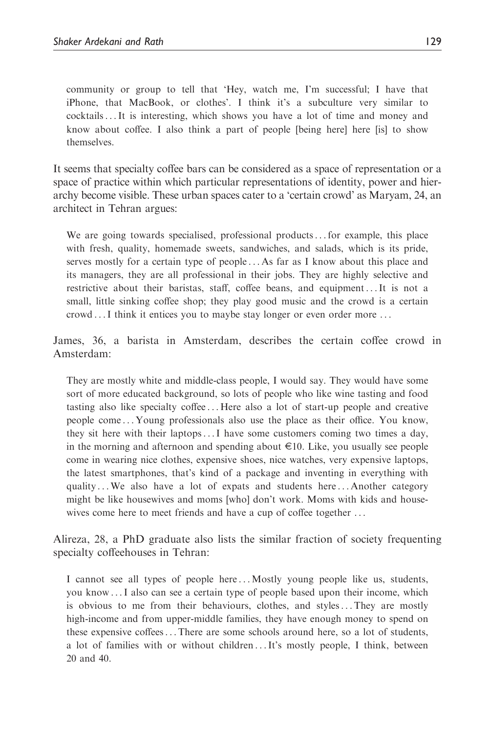community or group to tell that 'Hey, watch me, I'm successful; I have that iPhone, that MacBook, or clothes'. I think it's a subculture very similar to cocktails ... It is interesting, which shows you have a lot of time and money and know about coffee. I also think a part of people [being here] here [is] to show themselves.

It seems that specialty coffee bars can be considered as a space of representation or a space of practice within which particular representations of identity, power and hierarchy become visible. These urban spaces cater to a 'certain crowd' as Maryam, 24, an architect in Tehran argues:

> We are going towards specialised, professional products ... for example, this place with fresh, quality, homemade sweets, sandwiches, and salads, which is its pride, serves mostly for a certain type of people ... As far as I know about this place and its managers, they are all professional in their jobs. They are highly selective and restrictive about their baristas, staff, coffee beans, and equipment ... It is not a small, little sinking coffee shop; they play good music and the crowd is a certain crowd ... I think it entices you to maybe stay longer or even order more ...

James, 36, a barista in Amsterdam, describes the certain coffee crowd in Amsterdam:

> They are mostly white and middle-class people, I would say. They would have some sort of more educated background, so lots of people who like wine tasting and food tasting also like specialty coffee ... Here also a lot of start-up people and creative people come ... Young professionals also use the place as their office. You know, they sit here with their laptops ... I have some customers coming two times a day, in the morning and afternoon and spending about €10. Like, you usually see people come in wearing nice clothes, expensive shoes, nice watches, very expensive laptops, the latest smartphones, that's kind of a package and inventing in everything with quality ... We also have a lot of expats and students here ... Another category might be like housewives and moms [who] don't work. Moms with kids and housewives come here to meet friends and have a cup of coffee together ...

Alireza, 28, a PhD graduate also lists the similar fraction of society frequenting specialty coffeehouses in Tehran:

> I cannot see all types of people here ... Mostly young people like us, students, you know ... I also can see a certain type of people based upon their income, which is obvious to me from their behaviours, clothes, and styles ... They are mostly high-income and from upper-middle families, they have enough money to spend on these expensive coffees ... There are some schools around here, so a lot of students, a lot of families with or without children ... It's mostly people, I think, between 20 and 40.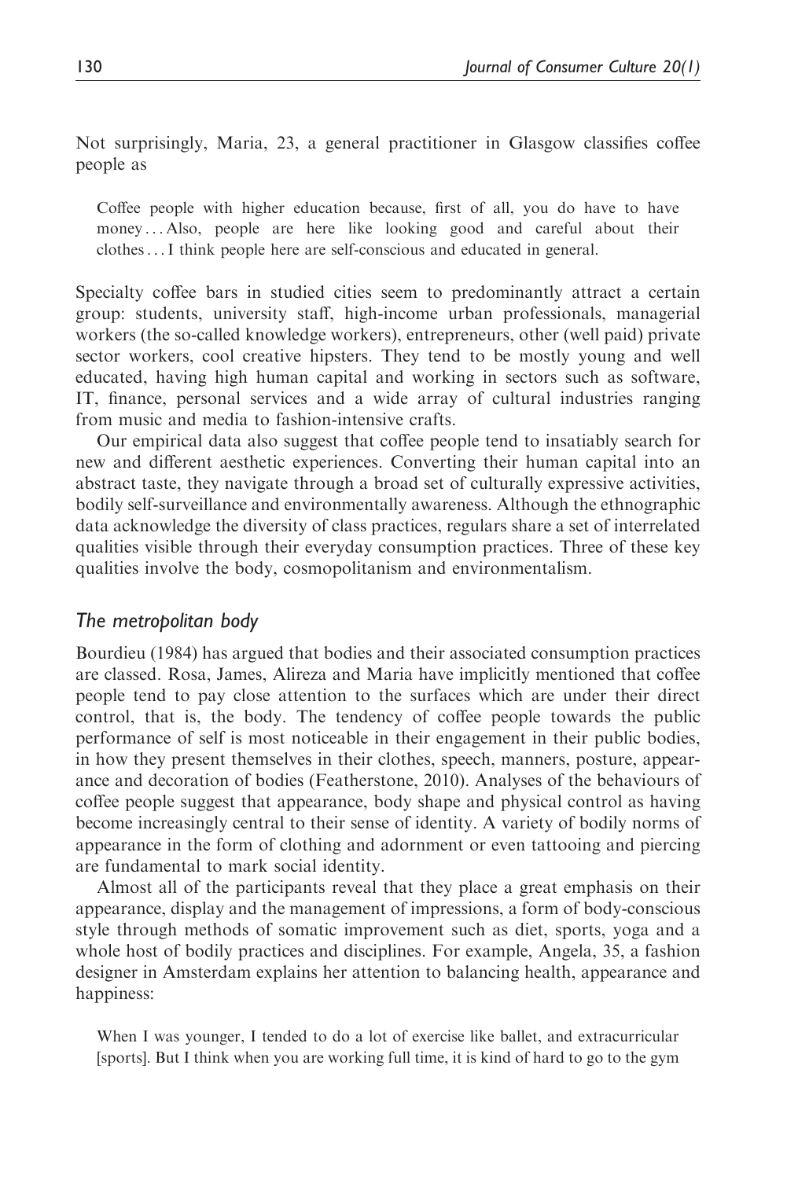Not surprisingly, Maria, 23, a general practitioner in Glasgow classifies coffee people as

> Coffee people with higher education because, first of all, you do have to have money... Also, people are here like looking good and careful about their clothes... I think people here are self-conscious and educated in general.

Specialty coffee bars in studied cities seem to predominantly attract a certain group: students, university staff, high-income urban professionals, managerial workers (the so-called knowledge workers), entrepreneurs, other (well paid) private sector workers, cool creative hipsters. They tend to be mostly young and well educated, having high human capital and working in sectors such as software, IT, finance, personal services and a wide array of cultural industries ranging from music and media to fashion-intensive crafts.

Our empirical data also suggest that coffee people tend to insatiably search for new and different aesthetic experiences. Converting their human capital into an abstract taste, they navigate through a broad set of culturally expressive activities, bodily self-surveillance and environmentally awareness. Although the ethnographic data acknowledge the diversity of class practices, regulars share a set of interrelated qualities visible through their everyday consumption practices. Three of these key qualities involve the body, cosmopolitanism and environmentalism.

### *The metropolitan body*

Bourdieu (1984) has argued that bodies and their associated consumption practices are classed. Rosa, James, Alireza and Maria have implicitly mentioned that coffee people tend to pay close attention to the surfaces which are under their direct control, that is, the body. The tendency of coffee people towards the public performance of self is most noticeable in their engagement in their public bodies, in how they present themselves in their clothes, speech, manners, posture, appearance and decoration of bodies (Featherstone, 2010). Analyses of the behaviours of coffee people suggest that appearance, body shape and physical control as having become increasingly central to their sense of identity. A variety of bodily norms of appearance in the form of clothing and adornment or even tattooing and piercing are fundamental to mark social identity.

Almost all of the participants reveal that they place a great emphasis on their appearance, display and the management of impressions, a form of body-conscious style through methods of somatic improvement such as diet, sports, yoga and a whole host of bodily practices and disciplines. For example, Angela, 35, a fashion designer in Amsterdam explains her attention to balancing health, appearance and happiness:

> When I was younger, I tended to do a lot of exercise like ballet, and extracurricular [sports]. But I think when you are working full time, it is kind of hard to go to the gym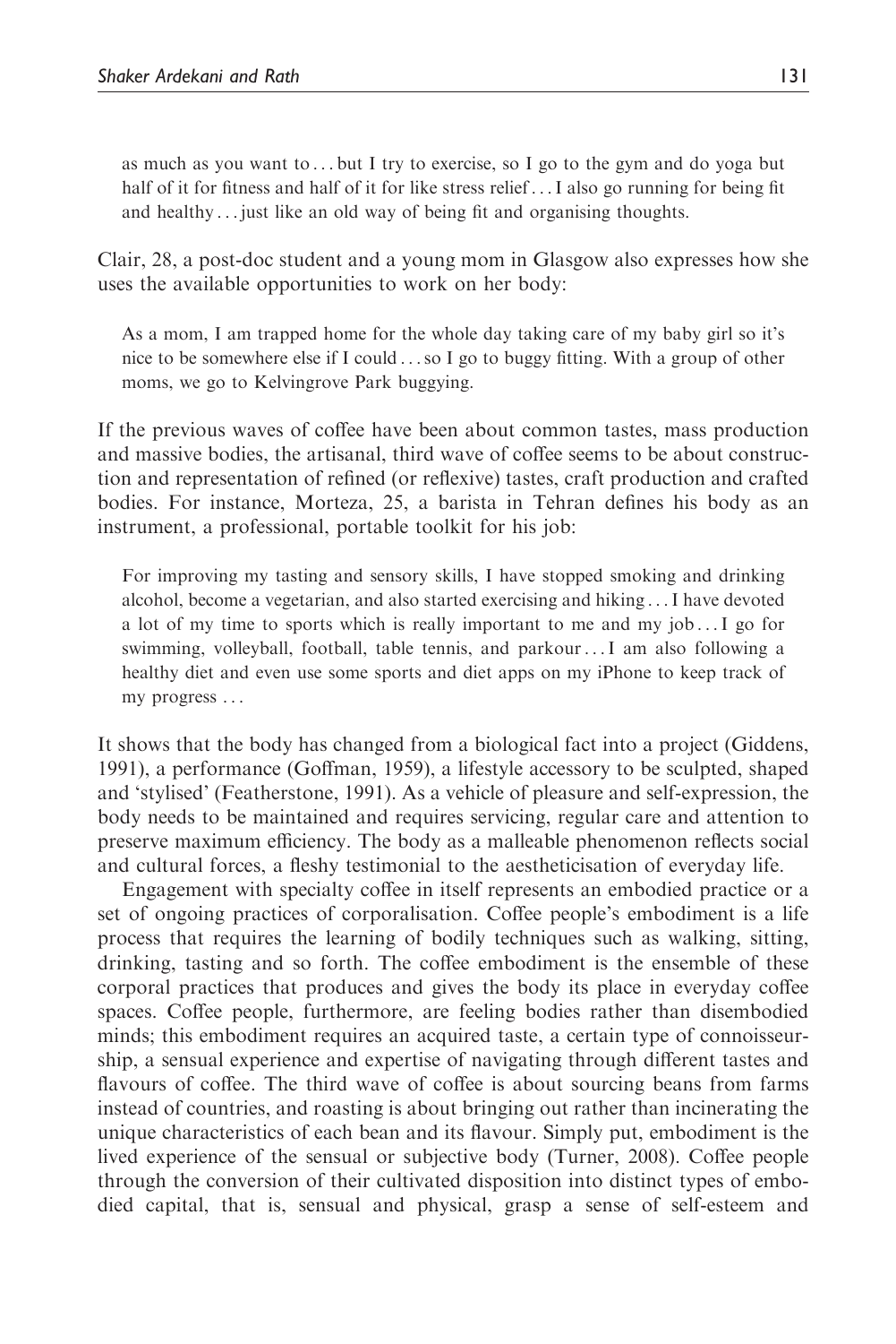> as much as you want to . . . but I try to exercise, so I go to the gym and do yoga but half of it for fitness and half of it for like stress relief . . . I also go running for being fit and healthy . . . just like an old way of being fit and organising thoughts.

Clair, 28, a post-doc student and a young mom in Glasgow also expresses how she uses the available opportunities to work on her body:

> As a mom, I am trapped home for the whole day taking care of my baby girl so it's nice to be somewhere else if I could . . . so I go to buggy fitting. With a group of other moms, we go to Kelvingrove Park buggying.

If the previous waves of coffee have been about common tastes, mass production and massive bodies, the artisanal, third wave of coffee seems to be about construction and representation of refined (or reflexive) tastes, craft production and crafted bodies. For instance, Morteza, 25, a barista in Tehran defines his body as an instrument, a professional, portable toolkit for his job:

> For improving my tasting and sensory skills, I have stopped smoking and drinking alcohol, become a vegetarian, and also started exercising and hiking . . . I have devoted a lot of my time to sports which is really important to me and my job . . . I go for swimming, volleyball, football, table tennis, and parkour . . . I am also following a healthy diet and even use some sports and diet apps on my iPhone to keep track of my progress . . .

It shows that the body has changed from a biological fact into a project (Giddens, 1991), a performance (Goffman, 1959), a lifestyle accessory to be sculpted, shaped and 'stylised' (Featherstone, 1991). As a vehicle of pleasure and self-expression, the body needs to be maintained and requires servicing, regular care and attention to preserve maximum efficiency. The body as a malleable phenomenon reflects social and cultural forces, a fleshy testimonial to the aestheticisation of everyday life.

Engagement with specialty coffee in itself represents an embodied practice or a set of ongoing practices of corporalisation. Coffee people's embodiment is a life process that requires the learning of bodily techniques such as walking, sitting, drinking, tasting and so forth. The coffee embodiment is the ensemble of these corporal practices that produces and gives the body its place in everyday coffee spaces. Coffee people, furthermore, are feeling bodies rather than disembodied minds; this embodiment requires an acquired taste, a certain type of connoisseurship, a sensual experience and expertise of navigating through different tastes and flavours of coffee. The third wave of coffee is about sourcing beans from farms instead of countries, and roasting is about bringing out rather than incinerating the unique characteristics of each bean and its flavour. Simply put, embodiment is the lived experience of the sensual or subjective body (Turner, 2008). Coffee people through the conversion of their cultivated disposition into distinct types of embodied capital, that is, sensual and physical, grasp a sense of self-esteem and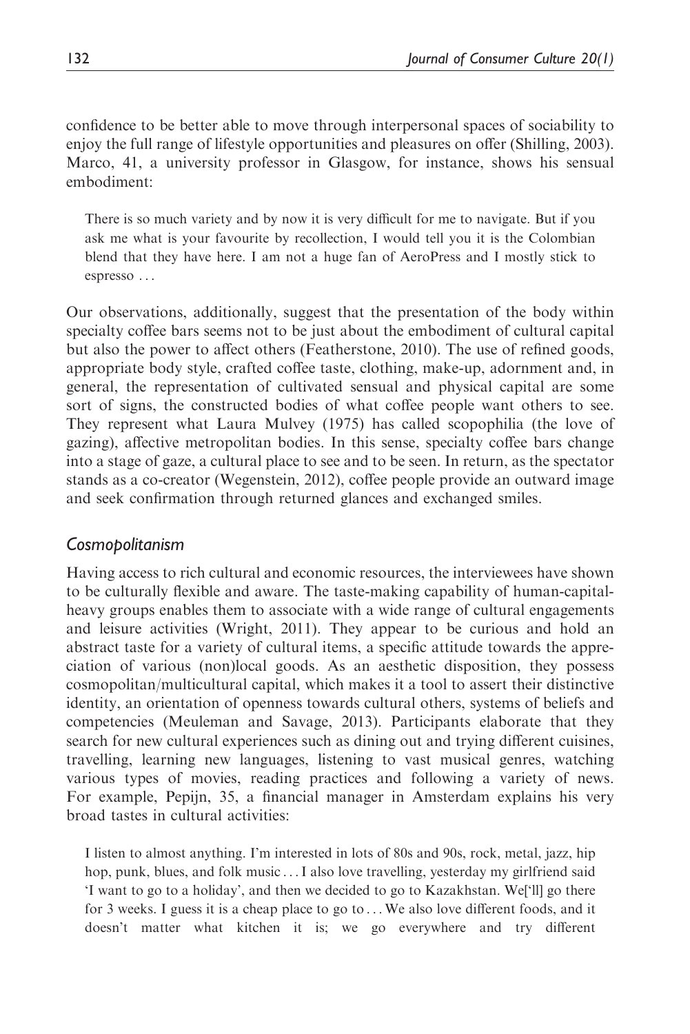confidence to be better able to move through interpersonal spaces of sociability to enjoy the full range of lifestyle opportunities and pleasures on offer (Shilling, 2003). Marco, 41, a university professor in Glasgow, for instance, shows his sensual embodiment:

> There is so much variety and by now it is very difficult for me to navigate. But if you ask me what is your favourite by recollection, I would tell you it is the Colombian blend that they have here. I am not a huge fan of AeroPress and I mostly stick to espresso . . .

Our observations, additionally, suggest that the presentation of the body within specialty coffee bars seems not to be just about the embodiment of cultural capital but also the power to affect others (Featherstone, 2010). The use of refined goods, appropriate body style, crafted coffee taste, clothing, make-up, adornment and, in general, the representation of cultivated sensual and physical capital are some sort of signs, the constructed bodies of what coffee people want others to see. They represent what Laura Mulvey (1975) has called scopophilia (the love of gazing), affective metropolitan bodies. In this sense, specialty coffee bars change into a stage of gaze, a cultural place to see and to be seen. In return, as the spectator stands as a co-creator (Wegenstein, 2012), coffee people provide an outward image and seek confirmation through returned glances and exchanged smiles.

## *Cosmopolitanism*

Having access to rich cultural and economic resources, the interviewees have shown to be culturally flexible and aware. The taste-making capability of human-capital-heavy groups enables them to associate with a wide range of cultural engagements and leisure activities (Wright, 2011). They appear to be curious and hold an abstract taste for a variety of cultural items, a specific attitude towards the appreciation of various (non)local goods. As an aesthetic disposition, they possess cosmopolitan/multicultural capital, which makes it a tool to assert their distinctive identity, an orientation of openness towards cultural others, systems of beliefs and competencies (Meuleman and Savage, 2013). Participants elaborate that they search for new cultural experiences such as dining out and trying different cuisines, travelling, learning new languages, listening to vast musical genres, watching various types of movies, reading practices and following a variety of news. For example, Pepijn, 35, a financial manager in Amsterdam explains his very broad tastes in cultural activities:

> I listen to almost anything. I'm interested in lots of 80s and 90s, rock, metal, jazz, hip hop, punk, blues, and folk music . . . I also love travelling, yesterday my girlfriend said 'I want to go to a holiday', and then we decided to go to Kazakhstan. We['ll] go there for 3 weeks. I guess it is a cheap place to go to . . . We also love different foods, and it doesn't matter what kitchen it is; we go everywhere and try different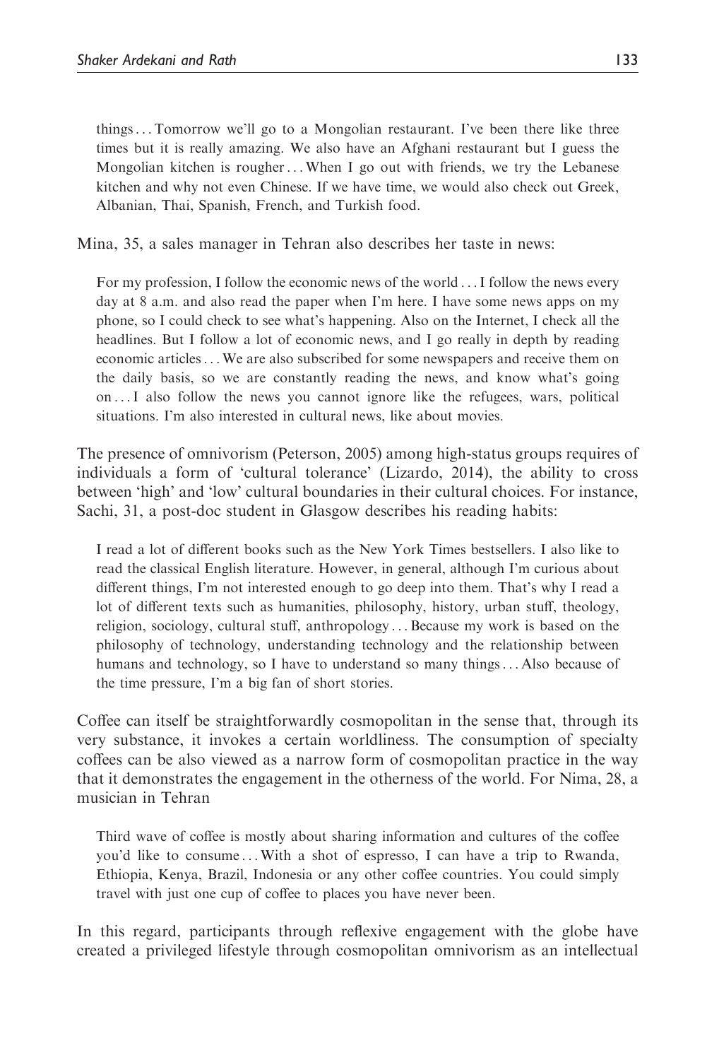things . . . Tomorrow we'll go to a Mongolian restaurant. I've been there like three times but it is really amazing. We also have an Afghani restaurant but I guess the Mongolian kitchen is rougher . . . When I go out with friends, we try the Lebanese kitchen and why not even Chinese. If we have time, we would also check out Greek, Albanian, Thai, Spanish, French, and Turkish food.

Mina, 35, a sales manager in Tehran also describes her taste in news:

> For my profession, I follow the economic news of the world . . . I follow the news every day at 8 a.m. and also read the paper when I'm here. I have some news apps on my phone, so I could check to see what's happening. Also on the Internet, I check all the headlines. But I follow a lot of economic news, and I go really in depth by reading economic articles . . . We are also subscribed for some newspapers and receive them on the daily basis, so we are constantly reading the news, and know what's going on . . . I also follow the news you cannot ignore like the refugees, wars, political situations. I'm also interested in cultural news, like about movies.

The presence of omnivorism (Peterson, 2005) among high-status groups requires of individuals a form of 'cultural tolerance' (Lizardo, 2014), the ability to cross between 'high' and 'low' cultural boundaries in their cultural choices. For instance, Sachi, 31, a post-doc student in Glasgow describes his reading habits:

> I read a lot of different books such as the New York Times bestsellers. I also like to read the classical English literature. However, in general, although I'm curious about different things, I'm not interested enough to go deep into them. That's why I read a lot of different texts such as humanities, philosophy, history, urban stuff, theology, religion, sociology, cultural stuff, anthropology . . . Because my work is based on the philosophy of technology, understanding technology and the relationship between humans and technology, so I have to understand so many things . . . Also because of the time pressure, I'm a big fan of short stories.

Coffee can itself be straightforwardly cosmopolitan in the sense that, through its very substance, it invokes a certain worldliness. The consumption of specialty coffees can be also viewed as a narrow form of cosmopolitan practice in the way that it demonstrates the engagement in the otherness of the world. For Nima, 28, a musician in Tehran

> Third wave of coffee is mostly about sharing information and cultures of the coffee you'd like to consume . . . With a shot of espresso, I can have a trip to Rwanda, Ethiopia, Kenya, Brazil, Indonesia or any other coffee countries. You could simply travel with just one cup of coffee to places you have never been.

In this regard, participants through reflexive engagement with the globe have created a privileged lifestyle through cosmopolitan omnivorism as an intellectual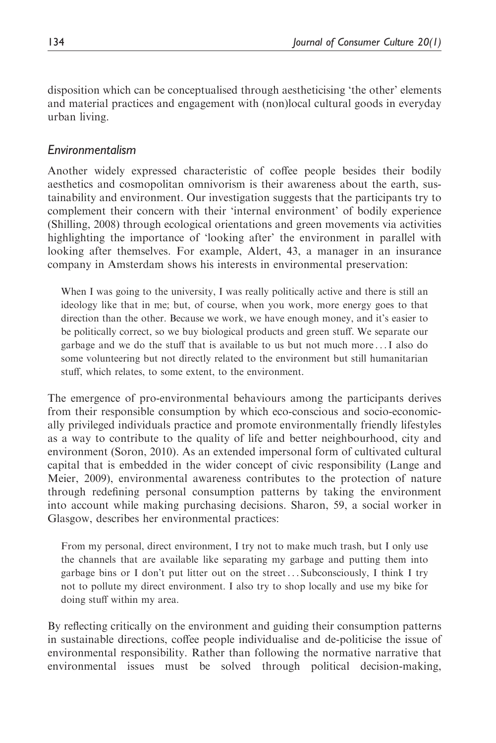disposition which can be conceptualised through aestheticising 'the other' elements and material practices and engagement with (non)local cultural goods in everyday urban living.

### *Environmentalism*

Another widely expressed characteristic of coffee people besides their bodily aesthetics and cosmopolitan omnivorism is their awareness about the earth, sustainability and environment. Our investigation suggests that the participants try to complement their concern with their 'internal environment' of bodily experience (Shilling, 2008) through ecological orientations and green movements via activities highlighting the importance of 'looking after' the environment in parallel with looking after themselves. For example, Aldert, 43, a manager in an insurance company in Amsterdam shows his interests in environmental preservation:

> When I was going to the university, I was really politically active and there is still an ideology like that in me; but, of course, when you work, more energy goes to that direction than the other. Because we work, we have enough money, and it's easier to be politically correct, so we buy biological products and green stuff. We separate our garbage and we do the stuff that is available to us but not much more . . . I also do some volunteering but not directly related to the environment but still humanitarian stuff, which relates, to some extent, to the environment.

The emergence of pro-environmental behaviours among the participants derives from their responsible consumption by which eco-conscious and socio-economically privileged individuals practice and promote environmentally friendly lifestyles as a way to contribute to the quality of life and better neighbourhood, city and environment (Soron, 2010). As an extended impersonal form of cultivated cultural capital that is embedded in the wider concept of civic responsibility (Lange and Meier, 2009), environmental awareness contributes to the protection of nature through redefining personal consumption patterns by taking the environment into account while making purchasing decisions. Sharon, 59, a social worker in Glasgow, describes her environmental practices:

> From my personal, direct environment, I try not to make much trash, but I only use the channels that are available like separating my garbage and putting them into garbage bins or I don't put litter out on the street . . . Subconsciously, I think I try not to pollute my direct environment. I also try to shop locally and use my bike for doing stuff within my area.

By reflecting critically on the environment and guiding their consumption patterns in sustainable directions, coffee people individualise and de-politicise the issue of environmental responsibility. Rather than following the normative narrative that environmental issues must be solved through political decision-making,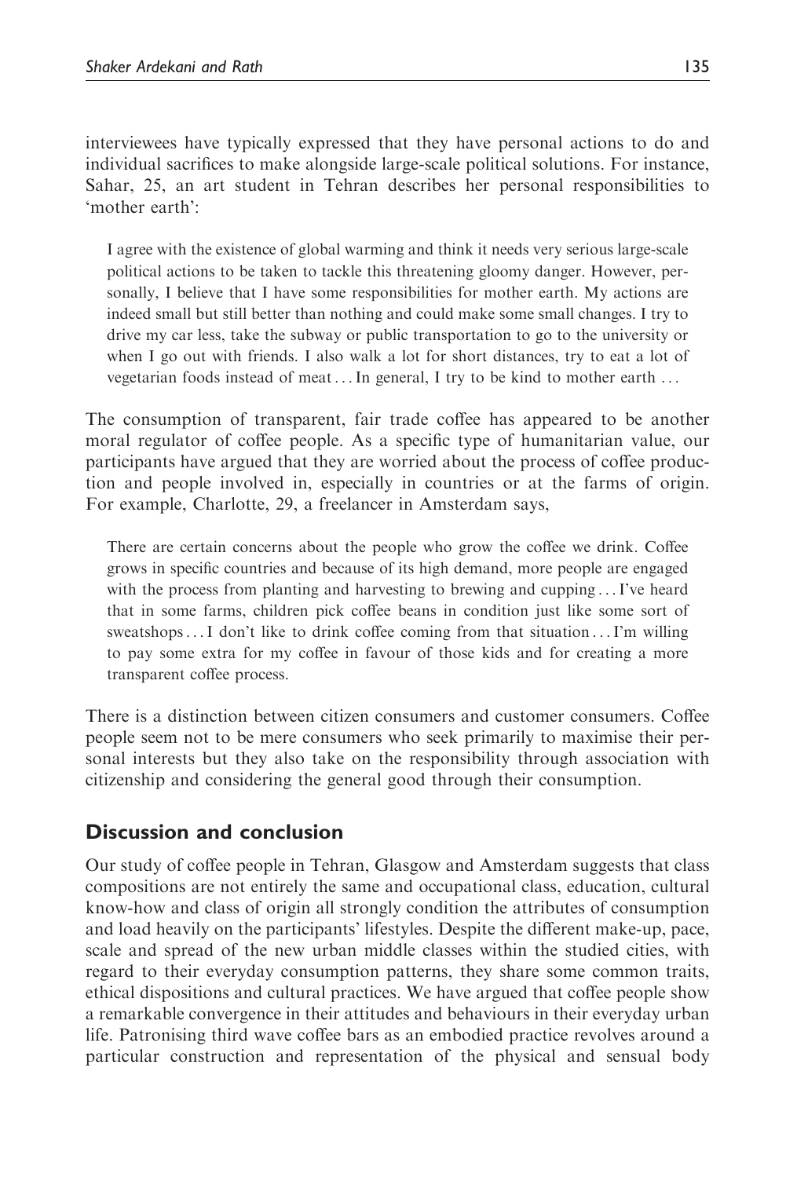interviewees have typically expressed that they have personal actions to do and individual sacrifices to make alongside large-scale political solutions. For instance, Sahar, 25, an art student in Tehran describes her personal responsibilities to 'mother earth':

> I agree with the existence of global warming and think it needs very serious large-scale political actions to be taken to tackle this threatening gloomy danger. However, personally, I believe that I have some responsibilities for mother earth. My actions are indeed small but still better than nothing and could make some small changes. I try to drive my car less, take the subway or public transportation to go to the university or when I go out with friends. I also walk a lot for short distances, try to eat a lot of vegetarian foods instead of meat ... In general, I try to be kind to mother earth ...

The consumption of transparent, fair trade coffee has appeared to be another moral regulator of coffee people. As a specific type of humanitarian value, our participants have argued that they are worried about the process of coffee production and people involved in, especially in countries or at the farms of origin. For example, Charlotte, 29, a freelancer in Amsterdam says,

> There are certain concerns about the people who grow the coffee we drink. Coffee grows in specific countries and because of its high demand, more people are engaged with the process from planting and harvesting to brewing and cupping ... I've heard that in some farms, children pick coffee beans in condition just like some sort of sweatshops ... I don't like to drink coffee coming from that situation ... I'm willing to pay some extra for my coffee in favour of those kids and for creating a more transparent coffee process.

There is a distinction between citizen consumers and customer consumers. Coffee people seem not to be mere consumers who seek primarily to maximise their personal interests but they also take on the responsibility through association with citizenship and considering the general good through their consumption.

## Discussion and conclusion

Our study of coffee people in Tehran, Glasgow and Amsterdam suggests that class compositions are not entirely the same and occupational class, education, cultural know-how and class of origin all strongly condition the attributes of consumption and load heavily on the participants' lifestyles. Despite the different make-up, pace, scale and spread of the new urban middle classes within the studied cities, with regard to their everyday consumption patterns, they share some common traits, ethical dispositions and cultural practices. We have argued that coffee people show a remarkable convergence in their attitudes and behaviours in their everyday urban life. Patronising third wave coffee bars as an embodied practice revolves around a particular construction and representation of the physical and sensual body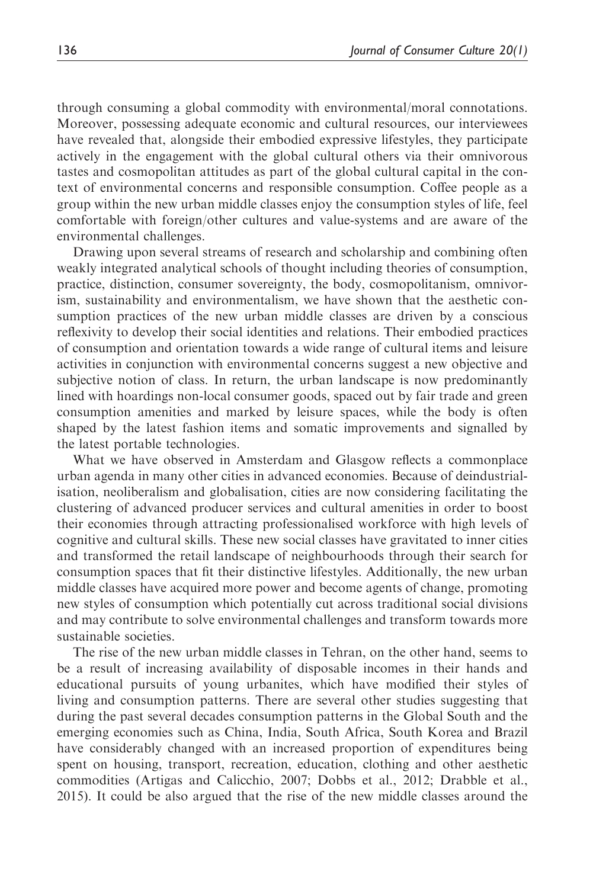through consuming a global commodity with environmental/moral connotations. Moreover, possessing adequate economic and cultural resources, our interviewees have revealed that, alongside their embodied expressive lifestyles, they participate actively in the engagement with the global cultural others via their omnivorous tastes and cosmopolitan attitudes as part of the global cultural capital in the context of environmental concerns and responsible consumption. Coffee people as a group within the new urban middle classes enjoy the consumption styles of life, feel comfortable with foreign/other cultures and value-systems and are aware of the environmental challenges.

Drawing upon several streams of research and scholarship and combining often weakly integrated analytical schools of thought including theories of consumption, practice, distinction, consumer sovereignty, the body, cosmopolitanism, omnivorism, sustainability and environmentalism, we have shown that the aesthetic consumption practices of the new urban middle classes are driven by a conscious reflexivity to develop their social identities and relations. Their embodied practices of consumption and orientation towards a wide range of cultural items and leisure activities in conjunction with environmental concerns suggest a new objective and subjective notion of class. In return, the urban landscape is now predominantly lined with hoardings non-local consumer goods, spaced out by fair trade and green consumption amenities and marked by leisure spaces, while the body is often shaped by the latest fashion items and somatic improvements and signalled by the latest portable technologies.

What we have observed in Amsterdam and Glasgow reflects a commonplace urban agenda in many other cities in advanced economies. Because of deindustrialisation, neoliberalism and globalisation, cities are now considering facilitating the clustering of advanced producer services and cultural amenities in order to boost their economies through attracting professionalised workforce with high levels of cognitive and cultural skills. These new social classes have gravitated to inner cities and transformed the retail landscape of neighbourhoods through their search for consumption spaces that fit their distinctive lifestyles. Additionally, the new urban middle classes have acquired more power and become agents of change, promoting new styles of consumption which potentially cut across traditional social divisions and may contribute to solve environmental challenges and transform towards more sustainable societies.

The rise of the new urban middle classes in Tehran, on the other hand, seems to be a result of increasing availability of disposable incomes in their hands and educational pursuits of young urbanites, which have modified their styles of living and consumption patterns. There are several other studies suggesting that during the past several decades consumption patterns in the Global South and the emerging economies such as China, India, South Africa, South Korea and Brazil have considerably changed with an increased proportion of expenditures being spent on housing, transport, recreation, education, clothing and other aesthetic commodities (Artigas and Calicchio, 2007; Dobbs et al., 2012; Drabble et al., 2015). It could be also argued that the rise of the new middle classes around the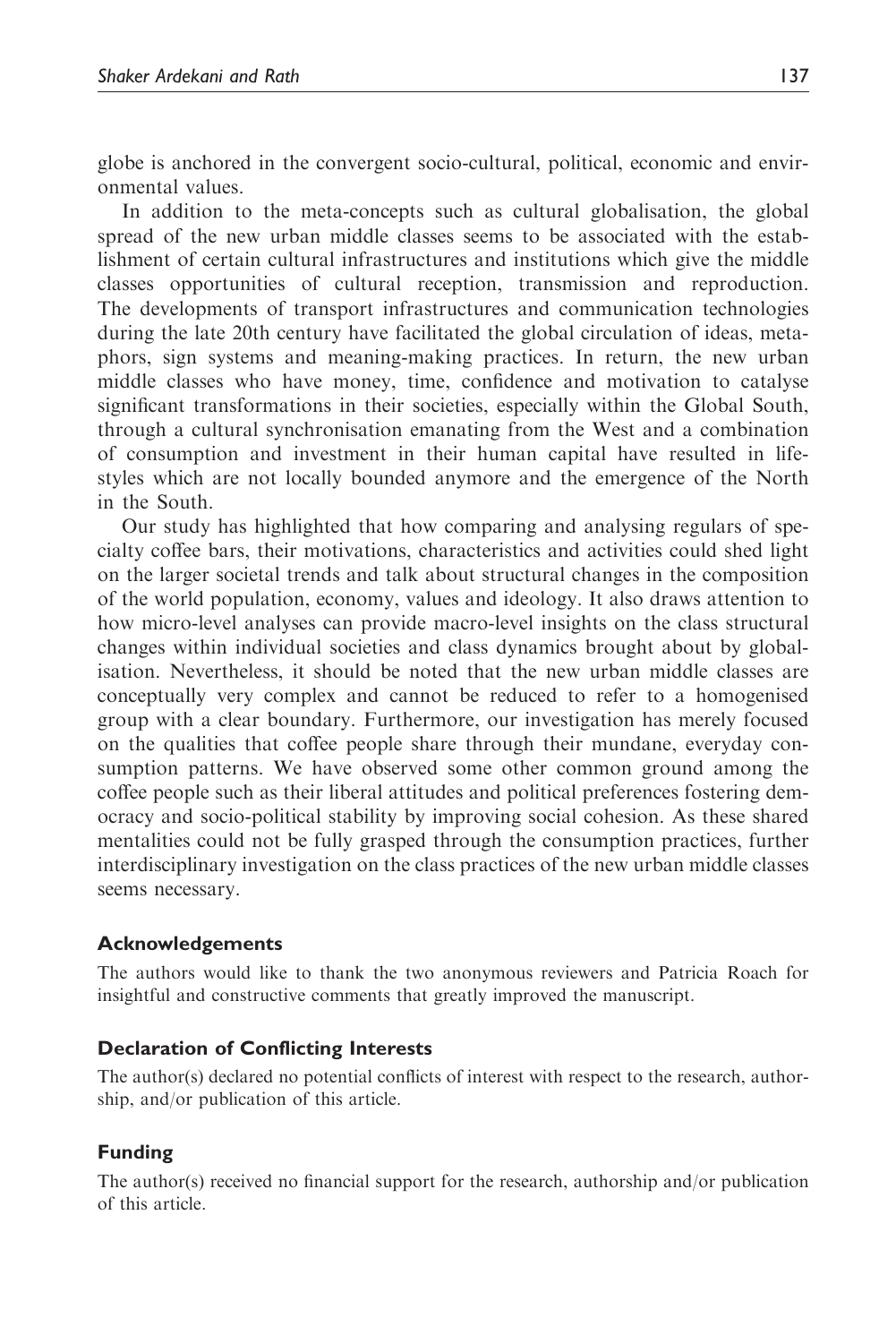globe is anchored in the convergent socio-cultural, political, economic and environmental values.

In addition to the meta-concepts such as cultural globalisation, the global spread of the new urban middle classes seems to be associated with the establishment of certain cultural infrastructures and institutions which give the middle classes opportunities of cultural reception, transmission and reproduction. The developments of transport infrastructures and communication technologies during the late 20th century have facilitated the global circulation of ideas, metaphors, sign systems and meaning-making practices. In return, the new urban middle classes who have money, time, confidence and motivation to catalyse significant transformations in their societies, especially within the Global South, through a cultural synchronisation emanating from the West and a combination of consumption and investment in their human capital have resulted in lifestyles which are not locally bounded anymore and the emergence of the North in the South.

Our study has highlighted that how comparing and analysing regulars of specialty coffee bars, their motivations, characteristics and activities could shed light on the larger societal trends and talk about structural changes in the composition of the world population, economy, values and ideology. It also draws attention to how micro-level analyses can provide macro-level insights on the class structural changes within individual societies and class dynamics brought about by globalisation. Nevertheless, it should be noted that the new urban middle classes are conceptually very complex and cannot be reduced to refer to a homogenised group with a clear boundary. Furthermore, our investigation has merely focused on the qualities that coffee people share through their mundane, everyday consumption patterns. We have observed some other common ground among the coffee people such as their liberal attitudes and political preferences fostering democracy and socio-political stability by improving social cohesion. As these shared mentalities could not be fully grasped through the consumption practices, further interdisciplinary investigation on the class practices of the new urban middle classes seems necessary.

## Acknowledgements

The authors would like to thank the two anonymous reviewers and Patricia Roach for insightful and constructive comments that greatly improved the manuscript.

## Declaration of Conflicting Interests

The author(s) declared no potential conflicts of interest with respect to the research, authorship, and/or publication of this article.

## Funding

The author(s) received no financial support for the research, authorship and/or publication of this article.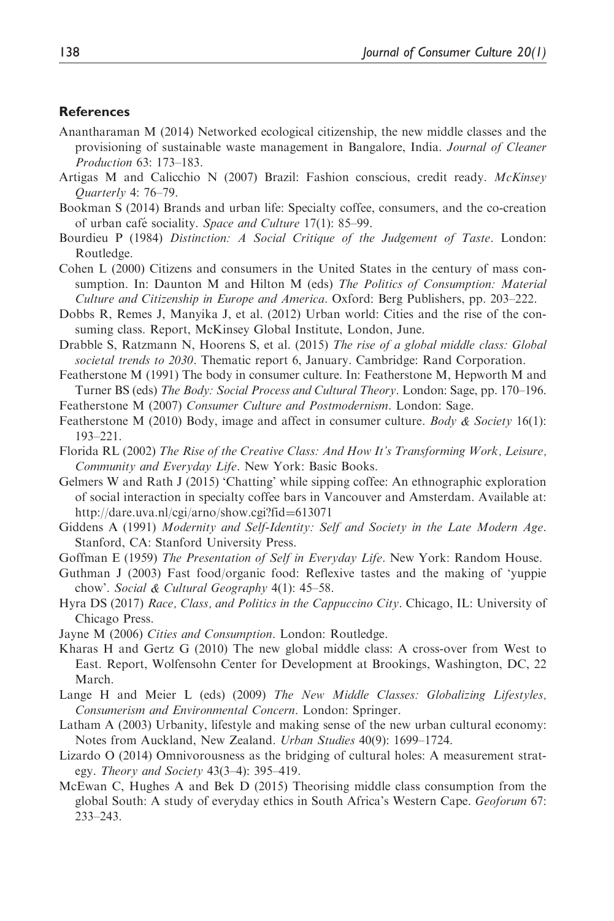## References

Anantharaman M (2014) Networked ecological citizenship, the new middle classes and the provisioning of sustainable waste management in Bangalore, India. *Journal of Cleaner Production* 63: 173–183.

Artigas M and Calicchio N (2007) Brazil: Fashion conscious, credit ready. *McKinsey Quarterly* 4: 76–79.

Bookman S (2014) Brands and urban life: Specialty coffee, consumers, and the co-creation of urban café sociality. *Space and Culture* 17(1): 85–99.

Bourdieu P (1984) *Distinction: A Social Critique of the Judgement of Taste*. London: Routledge.

Cohen L (2000) Citizens and consumers in the United States in the century of mass consumption. In: Daunton M and Hilton M (eds) *The Politics of Consumption: Material Culture and Citizenship in Europe and America*. Oxford: Berg Publishers, pp. 203–222.

Dobbs R, Remes J, Manyika J, et al. (2012) Urban world: Cities and the rise of the consuming class. Report, McKinsey Global Institute, London, June.

Drabble S, Ratzmann N, Hoorens S, et al. (2015) *The rise of a global middle class: Global societal trends to 2030*. Thematic report 6, January. Cambridge: Rand Corporation.

Featherstone M (1991) The body in consumer culture. In: Featherstone M, Hepworth M and Turner BS (eds) *The Body: Social Process and Cultural Theory*. London: Sage, pp. 170–196.

Featherstone M (2007) *Consumer Culture and Postmodernism*. London: Sage.

Featherstone M (2010) Body, image and affect in consumer culture. *Body & Society* 16(1): 193–221.

Florida RL (2002) *The Rise of the Creative Class: And How It's Transforming Work, Leisure, Community and Everyday Life*. New York: Basic Books.

Gelmers W and Rath J (2015) 'Chatting' while sipping coffee: An ethnographic exploration of social interaction in specialty coffee bars in Vancouver and Amsterdam. Available at: http://dare.uva.nl/cgi/arno/show.cgi?fid=613071

Giddens A (1991) *Modernity and Self-Identity: Self and Society in the Late Modern Age*. Stanford, CA: Stanford University Press.

Goffman E (1959) *The Presentation of Self in Everyday Life*. New York: Random House.

Guthman J (2003) Fast food/organic food: Reflexive tastes and the making of 'yuppie chow'. *Social & Cultural Geography* 4(1): 45–58.

Hyra DS (2017) *Race, Class, and Politics in the Cappuccino City*. Chicago, IL: University of Chicago Press.

Jayne M (2006) *Cities and Consumption*. London: Routledge.

Kharas H and Gertz G (2010) The new global middle class: A cross-over from West to East. Report, Wolfensohn Center for Development at Brookings, Washington, DC, 22 March.

Lange H and Meier L (eds) (2009) *The New Middle Classes: Globalizing Lifestyles, Consumerism and Environmental Concern*. London: Springer.

Latham A (2003) Urbanity, lifestyle and making sense of the new urban cultural economy: Notes from Auckland, New Zealand. *Urban Studies* 40(9): 1699–1724.

Lizardo O (2014) Omnivorousness as the bridging of cultural holes: A measurement strategy. *Theory and Society* 43(3–4): 395–419.

McEwan C, Hughes A and Bek D (2015) Theorising middle class consumption from the global South: A study of everyday ethics in South Africa's Western Cape. *Geoforum* 67: 233–243.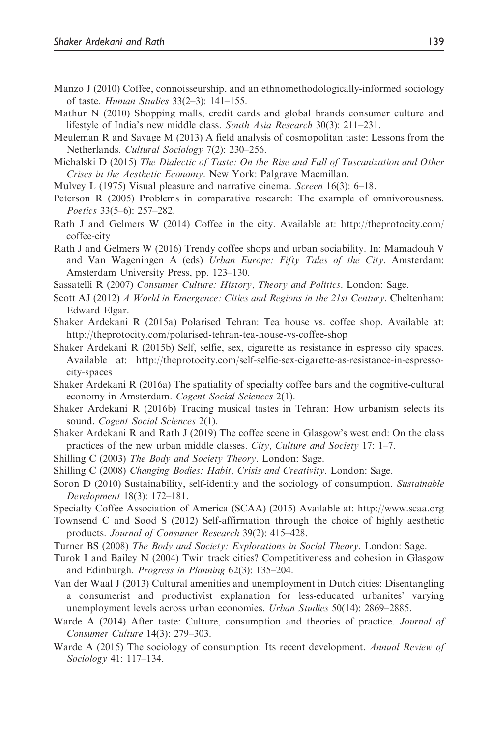Manzo J (2010) Coffee, connoisseurship, and an ethnomethodologically-informed sociology of taste. *Human Studies* 33(2–3): 141–155.

Mathur N (2010) Shopping malls, credit cards and global brands consumer culture and lifestyle of India's new middle class. *South Asia Research* 30(3): 211–231.

Meuleman R and Savage M (2013) A field analysis of cosmopolitan taste: Lessons from the Netherlands. *Cultural Sociology* 7(2): 230–256.

Michalski D (2015) *The Dialectic of Taste: On the Rise and Fall of Tuscanization and Other Crises in the Aesthetic Economy*. New York: Palgrave Macmillan.

Mulvey L (1975) Visual pleasure and narrative cinema. *Screen* 16(3): 6–18.

Peterson R (2005) Problems in comparative research: The example of omnivorousness. *Poetics* 33(5–6): 257–282.

Rath J and Gelmers W (2014) Coffee in the city. Available at: http://theprotocity.com/coffee-city

Rath J and Gelmers W (2016) Trendy coffee shops and urban sociability. In: Mamadouh V and Van Wageningen A (eds) *Urban Europe: Fifty Tales of the City*. Amsterdam: Amsterdam University Press, pp. 123–130.

Sassatelli R (2007) *Consumer Culture: History, Theory and Politics*. London: Sage.

Scott AJ (2012) *A World in Emergence: Cities and Regions in the 21st Century*. Cheltenham: Edward Elgar.

Shaker Ardekani R (2015a) Polarised Tehran: Tea house vs. coffee shop. Available at: http://theprotocity.com/polarised-tehran-tea-house-vs-coffee-shop

Shaker Ardekani R (2015b) Self, selfie, sex, cigarette as resistance in espresso city spaces. Available at: http://theprotocity.com/self-selfie-sex-cigarette-as-resistance-in-espresso-city-spaces

Shaker Ardekani R (2016a) The spatiality of specialty coffee bars and the cognitive-cultural economy in Amsterdam. *Cogent Social Sciences* 2(1).

Shaker Ardekani R (2016b) Tracing musical tastes in Tehran: How urbanism selects its sound. *Cogent Social Sciences* 2(1).

Shaker Ardekani R and Rath J (2019) The coffee scene in Glasgow's west end: On the class practices of the new urban middle classes. *City, Culture and Society* 17: 1–7.

Shilling C (2003) *The Body and Society Theory*. London: Sage.

Shilling C (2008) *Changing Bodies: Habit, Crisis and Creativity*. London: Sage.

Soron D (2010) Sustainability, self-identity and the sociology of consumption. *Sustainable Development* 18(3): 172–181.

Specialty Coffee Association of America (SCAA) (2015) Available at: http://www.scaa.org

Townsend C and Sood S (2012) Self-affirmation through the choice of highly aesthetic products. *Journal of Consumer Research* 39(2): 415–428.

Turner BS (2008) *The Body and Society: Explorations in Social Theory*. London: Sage.

Turok I and Bailey N (2004) Twin track cities? Competitiveness and cohesion in Glasgow and Edinburgh. *Progress in Planning* 62(3): 135–204.

Van der Waal J (2013) Cultural amenities and unemployment in Dutch cities: Disentangling a consumerist and productivist explanation for less-educated urbanites' varying unemployment levels across urban economies. *Urban Studies* 50(14): 2869–2885.

Warde A (2014) After taste: Culture, consumption and theories of practice. *Journal of Consumer Culture* 14(3): 279–303.

Warde A (2015) The sociology of consumption: Its recent development. *Annual Review of Sociology* 41: 117–134.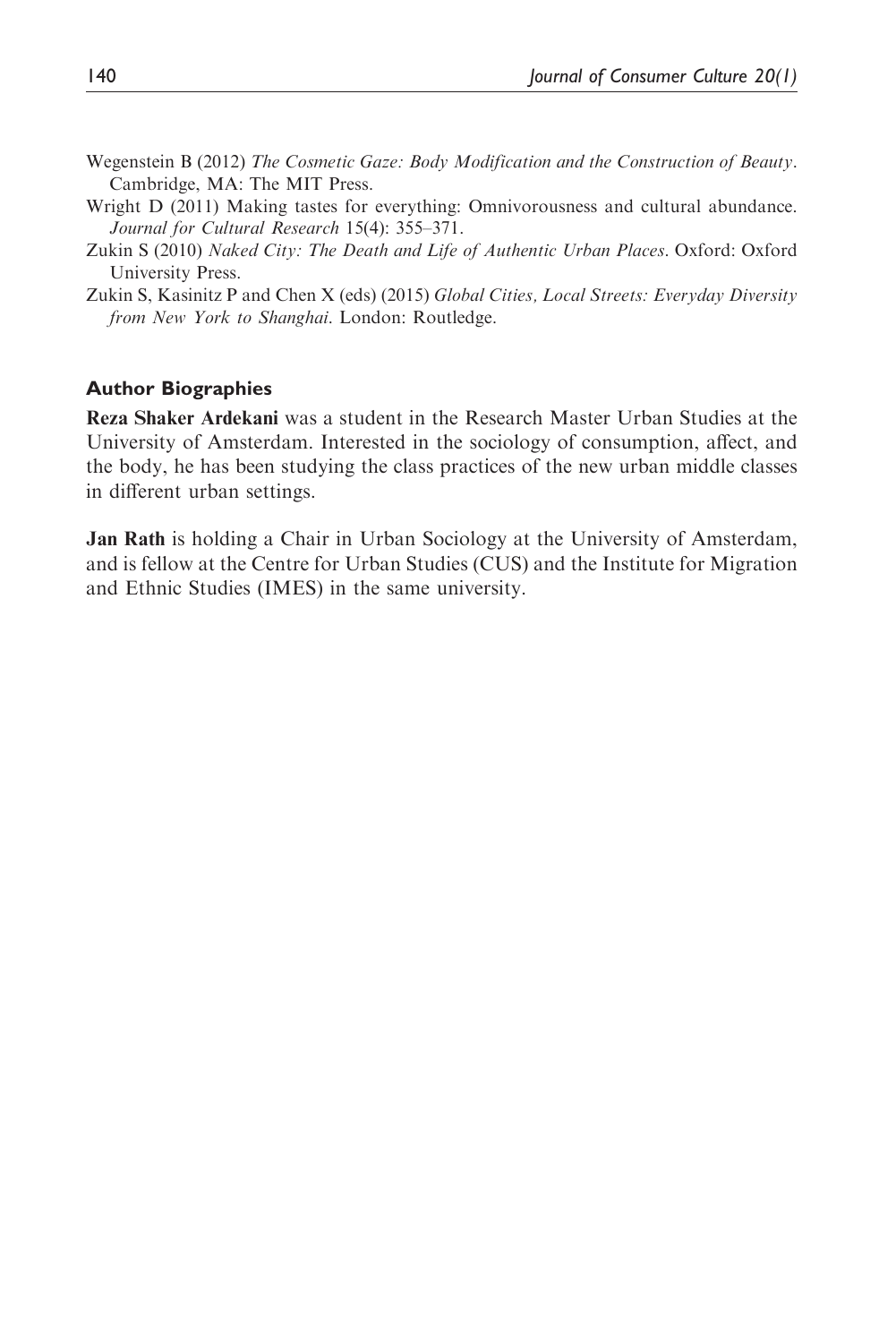Wegenstein B (2012) *The Cosmetic Gaze: Body Modification and the Construction of Beauty*. Cambridge, MA: The MIT Press.

Wright D (2011) Making tastes for everything: Omnivorousness and cultural abundance. *Journal for Cultural Research* 15(4): 355–371.

Zukin S (2010) *Naked City: The Death and Life of Authentic Urban Places*. Oxford: Oxford University Press.

Zukin S, Kasinitz P and Chen X (eds) (2015) *Global Cities, Local Streets: Everyday Diversity from New York to Shanghai*. London: Routledge.

## Author Biographies

**Reza Shaker Ardekani** was a student in the Research Master Urban Studies at the University of Amsterdam. Interested in the sociology of consumption, affect, and the body, he has been studying the class practices of the new urban middle classes in different urban settings.

**Jan Rath** is holding a Chair in Urban Sociology at the University of Amsterdam, and is fellow at the Centre for Urban Studies (CUS) and the Institute for Migration and Ethnic Studies (IMES) in the same university.